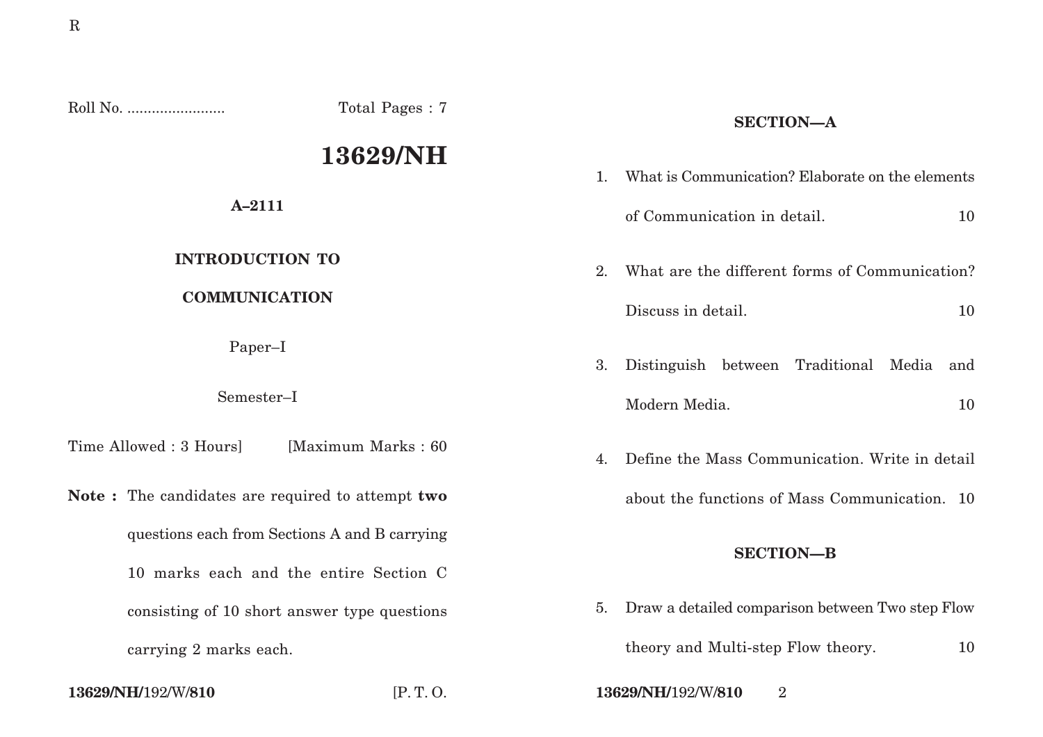Roll No. ........................ Total Pages : 7

# 13629/NH

**A–2111**

**INTRODUCTION TO COMMUNICATION**

Paper–I

Semester–I

Time Allowed : 3 Hours] [Maximum Marks : 60

**Note :** The candidates are required to attempt **two** questions each from Sections A and B carrying 10 marks each and the entire Section C consisting of 10 short answer type questions carrying 2 marks each.

## SECTION—A

1. What is Communication? Elaborate on the elements of Communication in detail. 10

2. What are the different forms of Communication? Discuss in detail. 10

3. Distinguish between Traditional Media and Modern Media. 10

4. Define the Mass Communication. Write in detail about the functions of Mass Communication. 10

## SECTION—B

5. Draw a detailed comparison between Two step Flow theory and Multi-step Flow theory. 10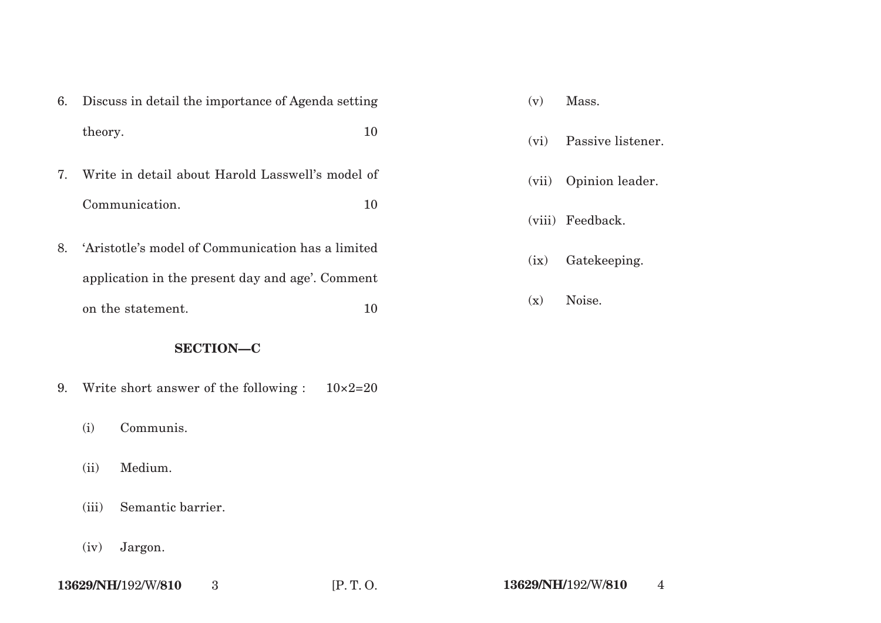6. Discuss in detail the importance of Agenda setting theory. 10

7. Write in detail about Harold Lasswell's model of Communication. 10

8. 'Aristotle's model of Communication has a limited application in the present day and age'. Comment on the statement. 10

## SECTION—C

9. Write short answer of the following : 10×2=20

   (i) Communis.

   (ii) Medium.

   (iii) Semantic barrier.

   (iv) Jargon.

   (v) Mass.

   (vi) Passive listener.

   (vii) Opinion leader.

   (viii) Feedback.

   (ix) Gatekeeping.

   (x) Noise.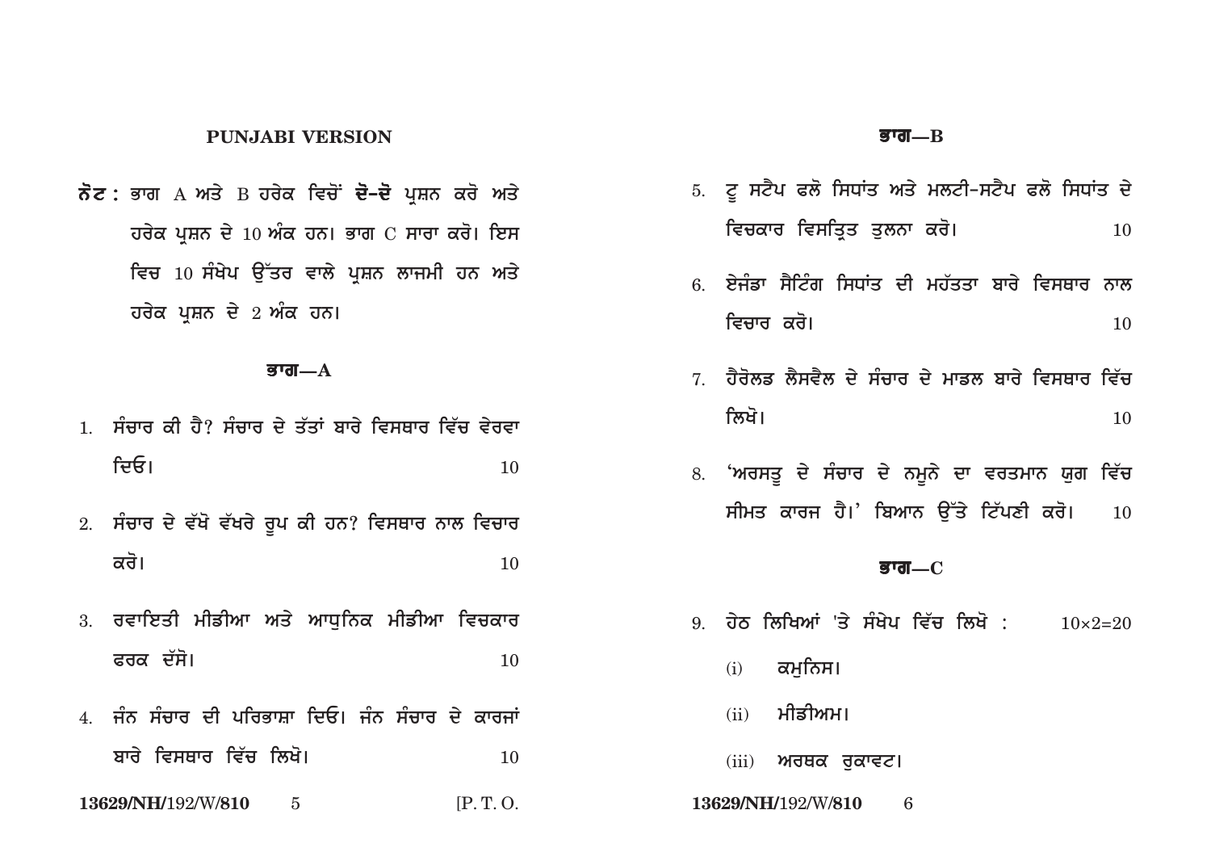## PUNJABI VERSION

**ਨੋਟ :** ਭਾਗ A ਅਤੇ B ਹਰੇਕ ਵਿਚੋਂ **ਦੋ-ਦੋ** ਪ੍ਰਸ਼ਨ ਕਰੋ ਅਤੇ ਹਰੇਕ ਪ੍ਰਸ਼ਨ ਦੇ 10 ਅੰਕ ਹਨ। ਭਾਗ C ਸਾਰਾ ਕਰੋ। ਇਸ ਵਿਚ 10 ਸੰਖੇਪ ਉੱਤਰ ਵਾਲੇ ਪ੍ਰਸ਼ਨ ਲਾਜਮੀ ਹਨ ਅਤੇ ਹਰੇਕ ਪ੍ਰਸ਼ਨ ਦੇ 2 ਅੰਕ ਹਨ।

### ਭਾਗ—A

1. ਸੰਚਾਰ ਕੀ ਹੈ? ਸੰਚਾਰ ਦੇ ਤੱਤਾਂ ਬਾਰੇ ਵਿਸਥਾਰ ਵਿੱਚ ਵੇਰਵਾ ਦਿਓ। 10

2. ਸੰਚਾਰ ਦੇ ਵੱਖੋ ਵੱਖਰੇ ਰੂਪ ਕੀ ਹਨ? ਵਿਸਥਾਰ ਨਾਲ ਵਿਚਾਰ ਕਰੋ। 10

3. ਰਵਾਇਤੀ ਮੀਡੀਆ ਅਤੇ ਆਧੁਨਿਕ ਮੀਡੀਆ ਵਿਚਕਾਰ ਫਰਕ ਦੱਸੋ। 10

4. ਜੰਨ ਸੰਚਾਰ ਦੀ ਪਰਿਭਾਸ਼ਾ ਦਿਓ। ਜੰਨ ਸੰਚਾਰ ਦੇ ਕਾਰਜਾਂ ਬਾਰੇ ਵਿਸਥਾਰ ਵਿੱਚ ਲਿਖੋ। 10

### ਭਾਗ—B

5. ਟੂ ਸਟੈਪ ਫਲੋ ਸਿਧਾਂਤ ਅਤੇ ਮਲਟੀ-ਸਟੈਪ ਫਲੋ ਸਿਧਾਂਤ ਦੇ ਵਿਚਕਾਰ ਵਿਸਤ੍ਰਿਤ ਤੁਲਨਾ ਕਰੋ। 10

6. ਏਜੰਡਾ ਸੈਟਿੰਗ ਸਿਧਾਂਤ ਦੀ ਮਹੱਤਤਾ ਬਾਰੇ ਵਿਸਥਾਰ ਨਾਲ ਵਿਚਾਰ ਕਰੋ। 10

7. ਹੈਰੋਲਡ ਲੈਸਵੈਲ ਦੇ ਸੰਚਾਰ ਦੇ ਮਾਡਲ ਬਾਰੇ ਵਿਸਥਾਰ ਵਿੱਚ ਲਿਖੋ। 10

8. 'ਅਰਸਤੂ ਦੇ ਸੰਚਾਰ ਦੇ ਨਮੂਨੇ ਦਾ ਵਰਤਮਾਨ ਯੁਗ ਵਿੱਚ ਸੀਮਤ ਕਾਰਜ ਹੈ।' ਬਿਆਨ ਉੱਤੇ ਟਿੱਪਣੀ ਕਰੋ। 10

### ਭਾਗ—C

9. ਹੇਠ ਲਿਖਿਆਂ 'ਤੇ ਸੰਖੇਪ ਵਿੱਚ ਲਿਖੋ : 10×2=20

   (i) ਕਮੁਨਿਸ।

   (ii) ਮੀਡੀਅਮ।

   (iii) ਅਰਥਕ ਰੁਕਾਵਟ।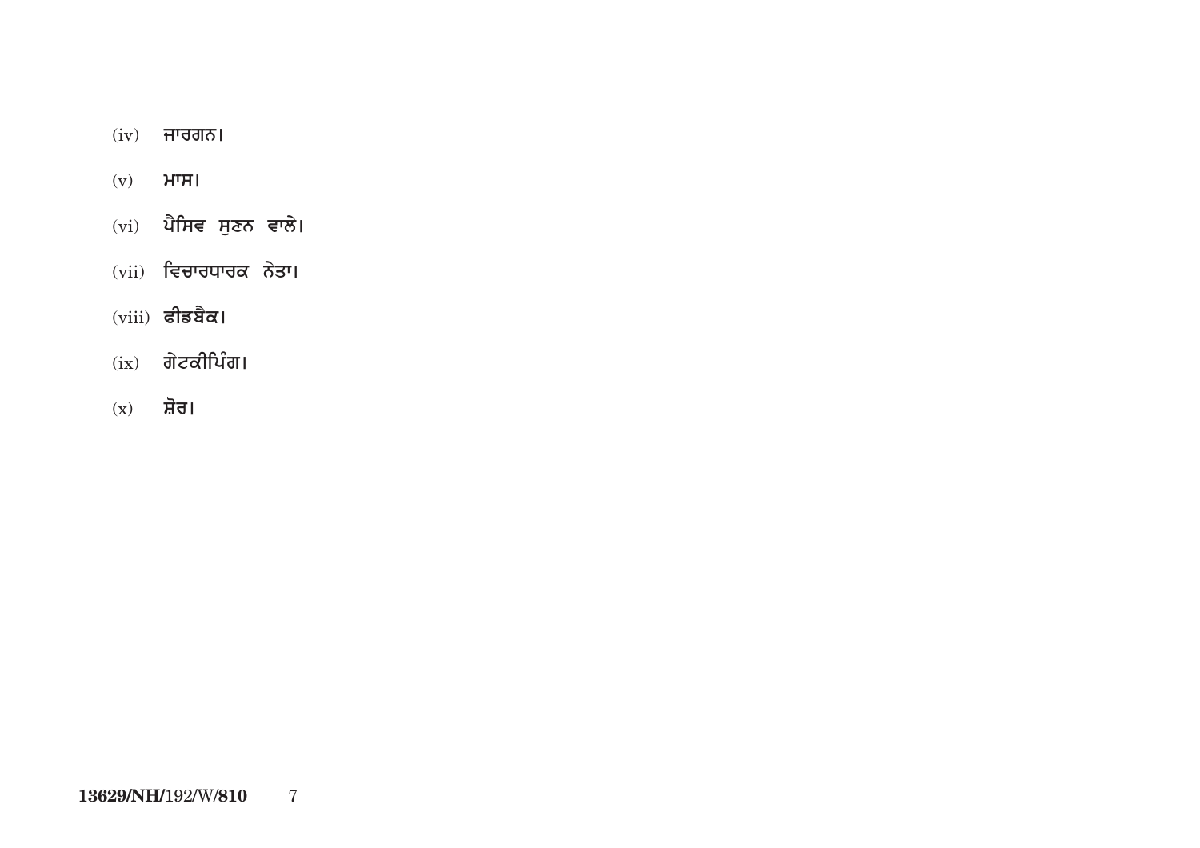(iv) ਜਾਰਗਨ।

(v) ਮਾਸ।

(vi) ਪੈਸਿਵ ਸੁਣਨ ਵਾਲੇ।

(vii) ਵਿਚਾਰਧਾਰਕ ਨੇਤਾ।

(viii) ਫੀਡਬੈਕ।

(ix) ਗੇਟਕੀਪਿੰਗ।

(x) ਸ਼ੋਰ।